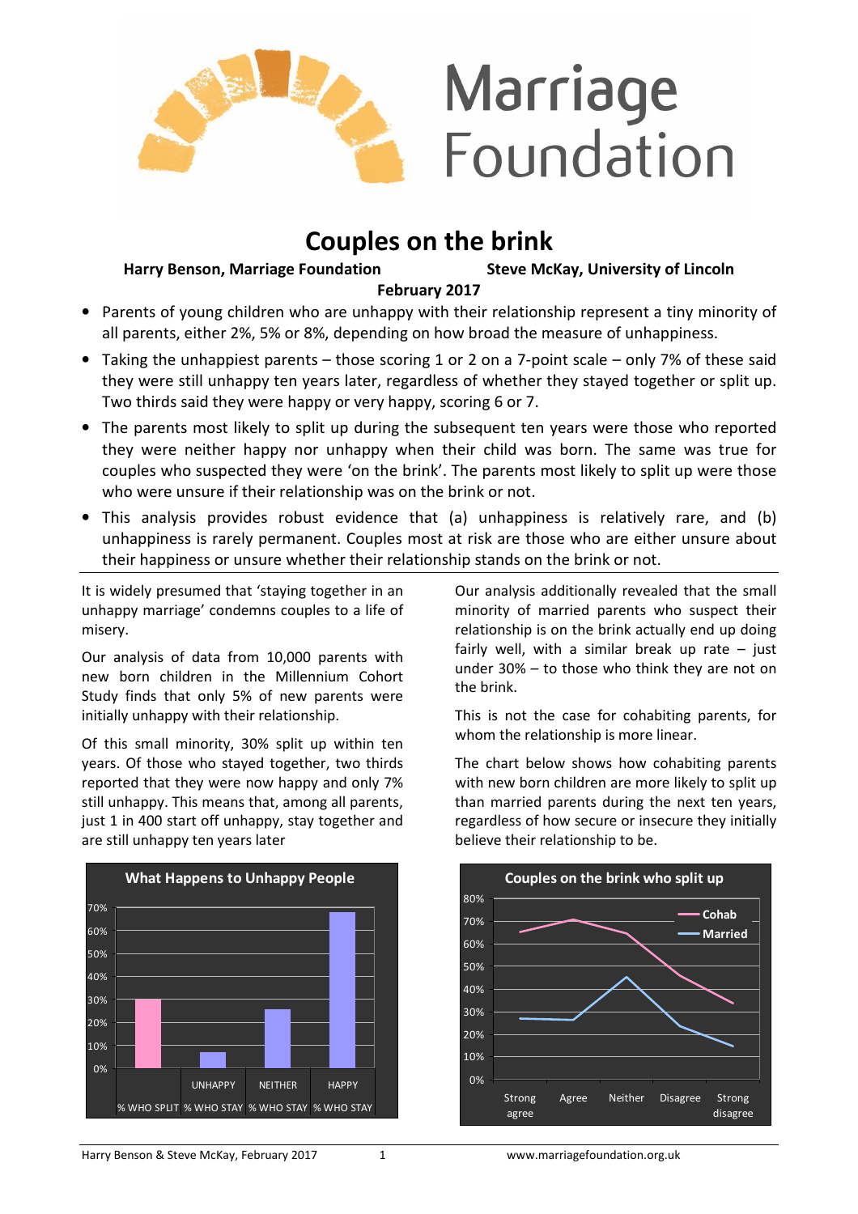# Couples on the brink

**Harry Benson, Marriage Foundation** **Steve McKay, University of Lincoln**

**February 2017**

- Parents of young children who are unhappy with their relationship represent a tiny minority of all parents, either 2%, 5% or 8%, depending on how broad the measure of unhappiness.
- Taking the unhappiest parents – those scoring 1 or 2 on a 7-point scale – only 7% of these said they were still unhappy ten years later, regardless of whether they stayed together or split up. Two thirds said they were happy or very happy, scoring 6 or 7.
- The parents most likely to split up during the subsequent ten years were those who reported they were neither happy nor unhappy when their child was born. The same was true for couples who suspected they were 'on the brink'. The parents most likely to split up were those who were unsure if their relationship was on the brink or not.
- This analysis provides robust evidence that (a) unhappiness is relatively rare, and (b) unhappiness is rarely permanent. Couples most at risk are those who are either unsure about their happiness or unsure whether their relationship stands on the brink or not.

It is widely presumed that 'staying together in an unhappy marriage' condemns couples to a life of misery.

Our analysis of data from 10,000 parents with new born children in the Millennium Cohort Study finds that only 5% of new parents were initially unhappy with their relationship.

Of this small minority, 30% split up within ten years. Of those who stayed together, two thirds reported that they were now happy and only 7% still unhappy. This means that, among all parents, just 1 in 400 start off unhappy, stay together and are still unhappy ten years later

Our analysis additionally revealed that the small minority of married parents who suspect their relationship is on the brink actually end up doing fairly well, with a similar break up rate – just under 30% – to those who think they are not on the brink.

This is not the case for cohabiting parents, for whom the relationship is more linear.

The chart below shows how cohabiting parents with new born children are more likely to split up than married parents during the next ten years, regardless of how secure or insecure they initially believe their relationship to be.

**What Happens to Unhappy People**

| | UNHAPPY | NEITHER | HAPPY |
|---|---|---|---|
| % WHO SPLIT | % WHO STAY | % WHO STAY | % WHO STAY |
| 30% | 7% | 26% | 68% |

**Couples on the brink who split up**

| | Strong agree | Agree | Neither | Disagree | Strong disagree |
|---|---|---|---|---|---|
| Cohab | 65% | 71% | 65% | 46% | 34% |
| Married | 27% | 26% | 45% | 24% | 15% |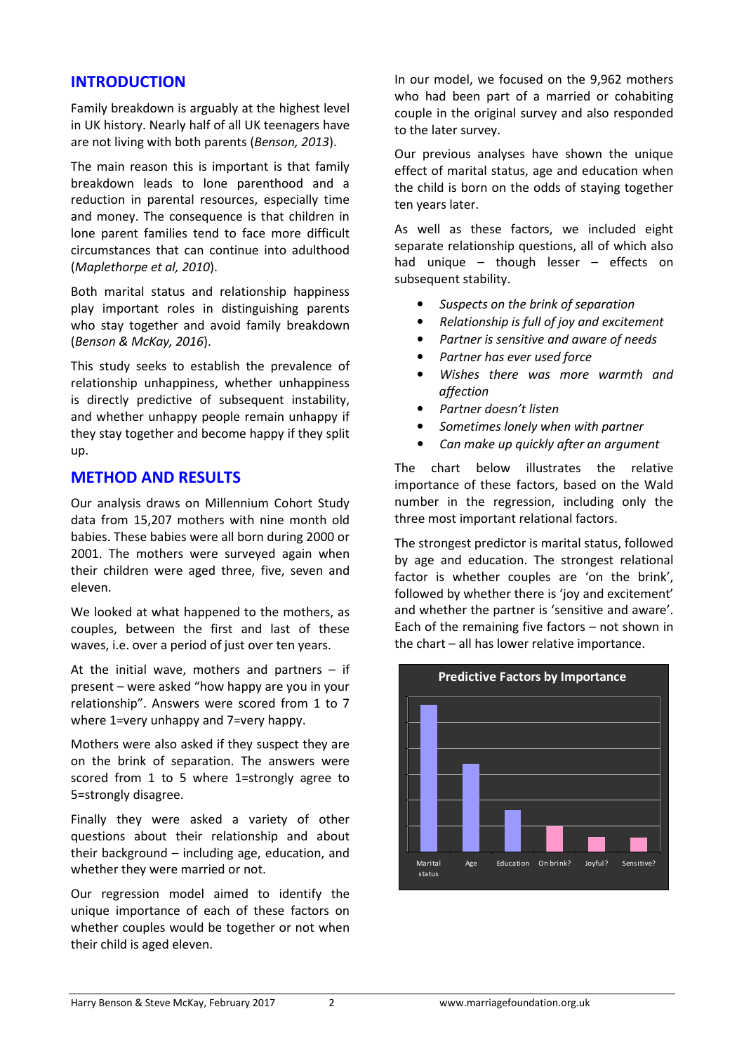## INTRODUCTION

Family breakdown is arguably at the highest level in UK history. Nearly half of all UK teenagers have are not living with both parents (*Benson, 2013*).

The main reason this is important is that family breakdown leads to lone parenthood and a reduction in parental resources, especially time and money. The consequence is that children in lone parent families tend to face more difficult circumstances that can continue into adulthood (*Maplethorpe et al, 2010*).

Both marital status and relationship happiness play important roles in distinguishing parents who stay together and avoid family breakdown (*Benson & McKay, 2016*).

This study seeks to establish the prevalence of relationship unhappiness, whether unhappiness is directly predictive of subsequent instability, and whether unhappy people remain unhappy if they stay together and become happy if they split up.

## METHOD AND RESULTS

Our analysis draws on Millennium Cohort Study data from 15,207 mothers with nine month old babies. These babies were all born during 2000 or 2001. The mothers were surveyed again when their children were aged three, five, seven and eleven.

We looked at what happened to the mothers, as couples, between the first and last of these waves, i.e. over a period of just over ten years.

At the initial wave, mothers and partners – if present – were asked "how happy are you in your relationship". Answers were scored from 1 to 7 where 1=very unhappy and 7=very happy.

Mothers were also asked if they suspect they are on the brink of separation. The answers were scored from 1 to 5 where 1=strongly agree to 5=strongly disagree.

Finally they were asked a variety of other questions about their relationship and about their background – including age, education, and whether they were married or not.

Our regression model aimed to identify the unique importance of each of these factors on whether couples would be together or not when their child is aged eleven.

In our model, we focused on the 9,962 mothers who had been part of a married or cohabiting couple in the original survey and also responded to the later survey.

Our previous analyses have shown the unique effect of marital status, age and education when the child is born on the odds of staying together ten years later.

As well as these factors, we included eight separate relationship questions, all of which also had unique – though lesser – effects on subsequent stability.

- *Suspects on the brink of separation*
- *Relationship is full of joy and excitement*
- *Partner is sensitive and aware of needs*
- *Partner has ever used force*
- *Wishes there was more warmth and affection*
- *Partner doesn't listen*
- *Sometimes lonely when with partner*
- *Can make up quickly after an argument*

The chart below illustrates the relative importance of these factors, based on the Wald number in the regression, including only the three most important relational factors.

The strongest predictor is marital status, followed by age and education. The strongest relational factor is whether couples are 'on the brink', followed by whether there is 'joy and excitement' and whether the partner is 'sensitive and aware'. Each of the remaining five factors – not shown in the chart – all has lower relative importance.

**Predictive Factors by Importance**

Marital status | Age | Education | On brink? | Joyful? | Sensitive?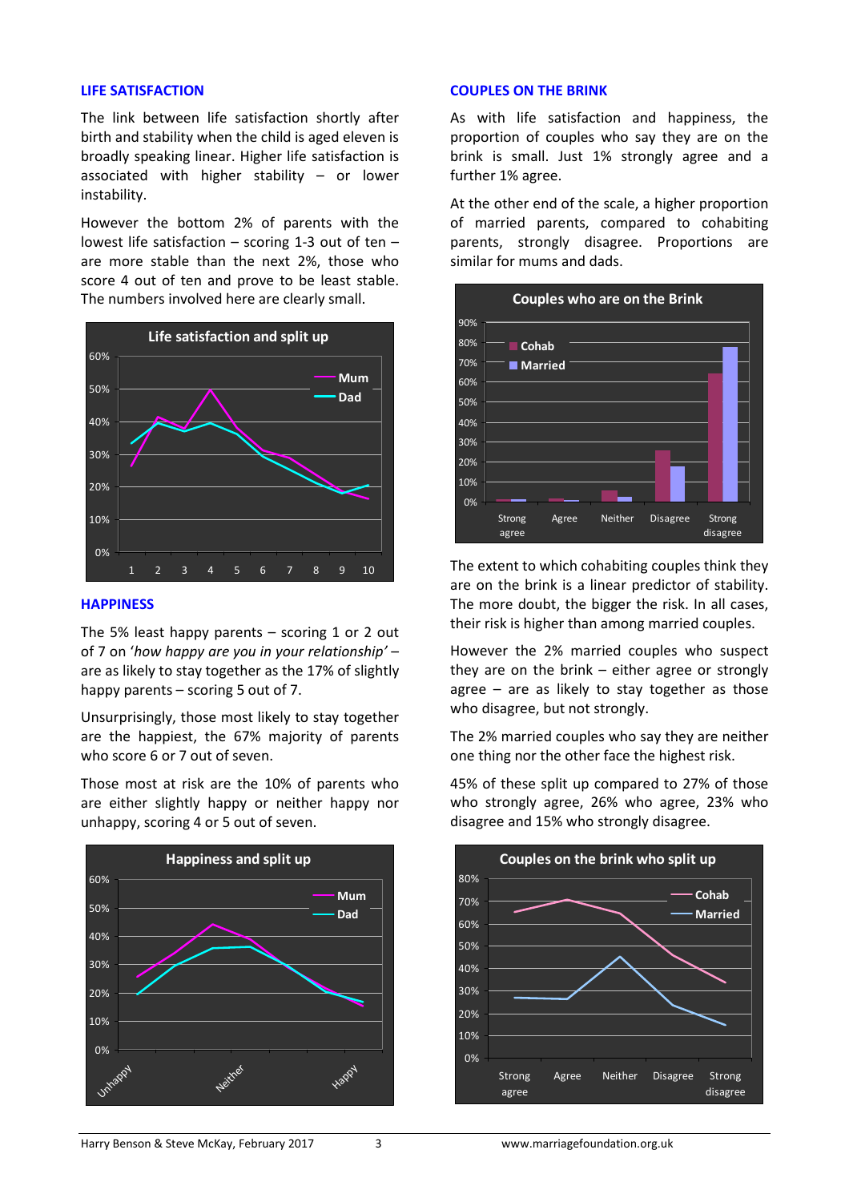## LIFE SATISFACTION

The link between life satisfaction shortly after birth and stability when the child is aged eleven is broadly speaking linear. Higher life satisfaction is associated with higher stability – or lower instability.

However the bottom 2% of parents with the lowest life satisfaction – scoring 1-3 out of ten – are more stable than the next 2%, those who score 4 out of ten and prove to be least stable. The numbers involved here are clearly small.

## HAPPINESS

The 5% least happy parents – scoring 1 or 2 out of 7 on '*how happy are you in your relationship'* – are as likely to stay together as the 17% of slightly happy parents – scoring 5 out of 7.

Unsurprisingly, those most likely to stay together are the happiest, the 67% majority of parents who score 6 or 7 out of seven.

Those most at risk are the 10% of parents who are either slightly happy or neither happy nor unhappy, scoring 4 or 5 out of seven.

## COUPLES ON THE BRINK

As with life satisfaction and happiness, the proportion of couples who say they are on the brink is small. Just 1% strongly agree and a further 1% agree.

At the other end of the scale, a higher proportion of married parents, compared to cohabiting parents, strongly disagree. Proportions are similar for mums and dads.

The extent to which cohabiting couples think they are on the brink is a linear predictor of stability. The more doubt, the bigger the risk. In all cases, their risk is higher than among married couples.

However the 2% married couples who suspect they are on the brink – either agree or strongly agree – are as likely to stay together as those who disagree, but not strongly.

The 2% married couples who say they are neither one thing nor the other face the highest risk.

45% of these split up compared to 27% of those who strongly agree, 26% who agree, 23% who disagree and 15% who strongly disagree.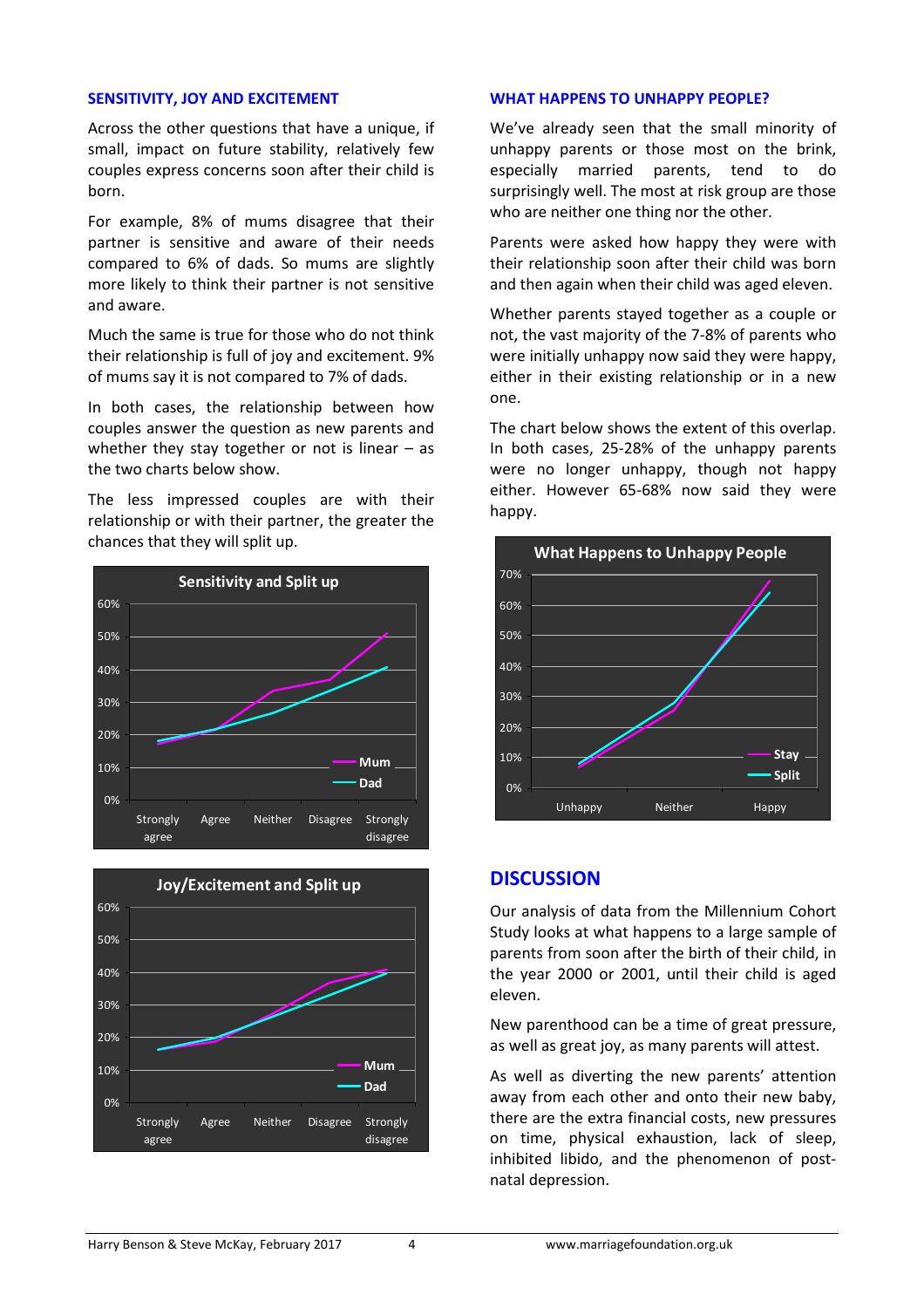## SENSITIVITY, JOY AND EXCITEMENT

Across the other questions that have a unique, if small, impact on future stability, relatively few couples express concerns soon after their child is born.

For example, 8% of mums disagree that their partner is sensitive and aware of their needs compared to 6% of dads. So mums are slightly more likely to think their partner is not sensitive and aware.

Much the same is true for those who do not think their relationship is full of joy and excitement. 9% of mums say it is not compared to 7% of dads.

In both cases, the relationship between how couples answer the question as new parents and whether they stay together or not is linear – as the two charts below show.

The less impressed couples are with their relationship or with their partner, the greater the chances that they will split up.

**Sensitivity and Split up**

**Joy/Excitement and Split up**

## WHAT HAPPENS TO UNHAPPY PEOPLE?

We've already seen that the small minority of unhappy parents or those most on the brink, especially married parents, tend to do surprisingly well. The most at risk group are those who are neither one thing nor the other.

Parents were asked how happy they were with their relationship soon after their child was born and then again when their child was aged eleven.

Whether parents stayed together as a couple or not, the vast majority of the 7-8% of parents who were initially unhappy now said they were happy, either in their existing relationship or in a new one.

The chart below shows the extent of this overlap. In both cases, 25-28% of the unhappy parents were no longer unhappy, though not happy either. However 65-68% now said they were happy.

**What Happens to Unhappy People**

# DISCUSSION

Our analysis of data from the Millennium Cohort Study looks at what happens to a large sample of parents from soon after the birth of their child, in the year 2000 or 2001, until their child is aged eleven.

New parenthood can be a time of great pressure, as well as great joy, as many parents will attest.

As well as diverting the new parents' attention away from each other and onto their new baby, there are the extra financial costs, new pressures on time, physical exhaustion, lack of sleep, inhibited libido, and the phenomenon of post-natal depression.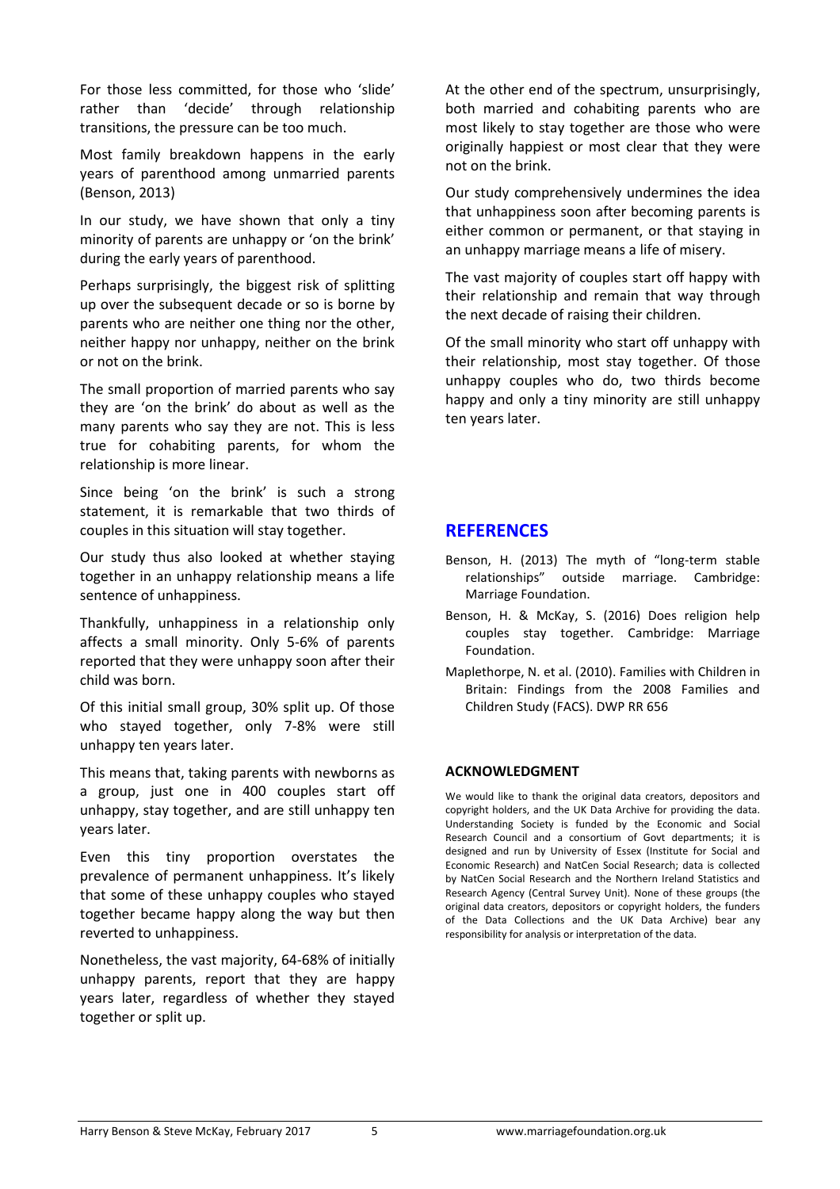For those less committed, for those who 'slide' rather than 'decide' through relationship transitions, the pressure can be too much.

Most family breakdown happens in the early years of parenthood among unmarried parents (Benson, 2013)

In our study, we have shown that only a tiny minority of parents are unhappy or 'on the brink' during the early years of parenthood.

Perhaps surprisingly, the biggest risk of splitting up over the subsequent decade or so is borne by parents who are neither one thing nor the other, neither happy nor unhappy, neither on the brink or not on the brink.

The small proportion of married parents who say they are 'on the brink' do about as well as the many parents who say they are not. This is less true for cohabiting parents, for whom the relationship is more linear.

Since being 'on the brink' is such a strong statement, it is remarkable that two thirds of couples in this situation will stay together.

Our study thus also looked at whether staying together in an unhappy relationship means a life sentence of unhappiness.

Thankfully, unhappiness in a relationship only affects a small minority. Only 5-6% of parents reported that they were unhappy soon after their child was born.

Of this initial small group, 30% split up. Of those who stayed together, only 7-8% were still unhappy ten years later.

This means that, taking parents with newborns as a group, just one in 400 couples start off unhappy, stay together, and are still unhappy ten years later.

Even this tiny proportion overstates the prevalence of permanent unhappiness. It's likely that some of these unhappy couples who stayed together became happy along the way but then reverted to unhappiness.

Nonetheless, the vast majority, 64-68% of initially unhappy parents, report that they are happy years later, regardless of whether they stayed together or split up.

At the other end of the spectrum, unsurprisingly, both married and cohabiting parents who are most likely to stay together are those who were originally happiest or most clear that they were not on the brink.

Our study comprehensively undermines the idea that unhappiness soon after becoming parents is either common or permanent, or that staying in an unhappy marriage means a life of misery.

The vast majority of couples start off happy with their relationship and remain that way through the next decade of raising their children.

Of the small minority who start off unhappy with their relationship, most stay together. Of those unhappy couples who do, two thirds become happy and only a tiny minority are still unhappy ten years later.

## REFERENCES

Benson, H. (2013) The myth of "long-term stable relationships" outside marriage. Cambridge: Marriage Foundation.

Benson, H. & McKay, S. (2016) Does religion help couples stay together. Cambridge: Marriage Foundation.

Maplethorpe, N. et al. (2010). Families with Children in Britain: Findings from the 2008 Families and Children Study (FACS). DWP RR 656

#### ACKNOWLEDGMENT

We would like to thank the original data creators, depositors and copyright holders, and the UK Data Archive for providing the data. Understanding Society is funded by the Economic and Social Research Council and a consortium of Govt departments; it is designed and run by University of Essex (Institute for Social and Economic Research) and NatCen Social Research; data is collected by NatCen Social Research and the Northern Ireland Statistics and Research Agency (Central Survey Unit). None of these groups (the original data creators, depositors or copyright holders, the funders of the Data Collections and the UK Data Archive) bear any responsibility for analysis or interpretation of the data.